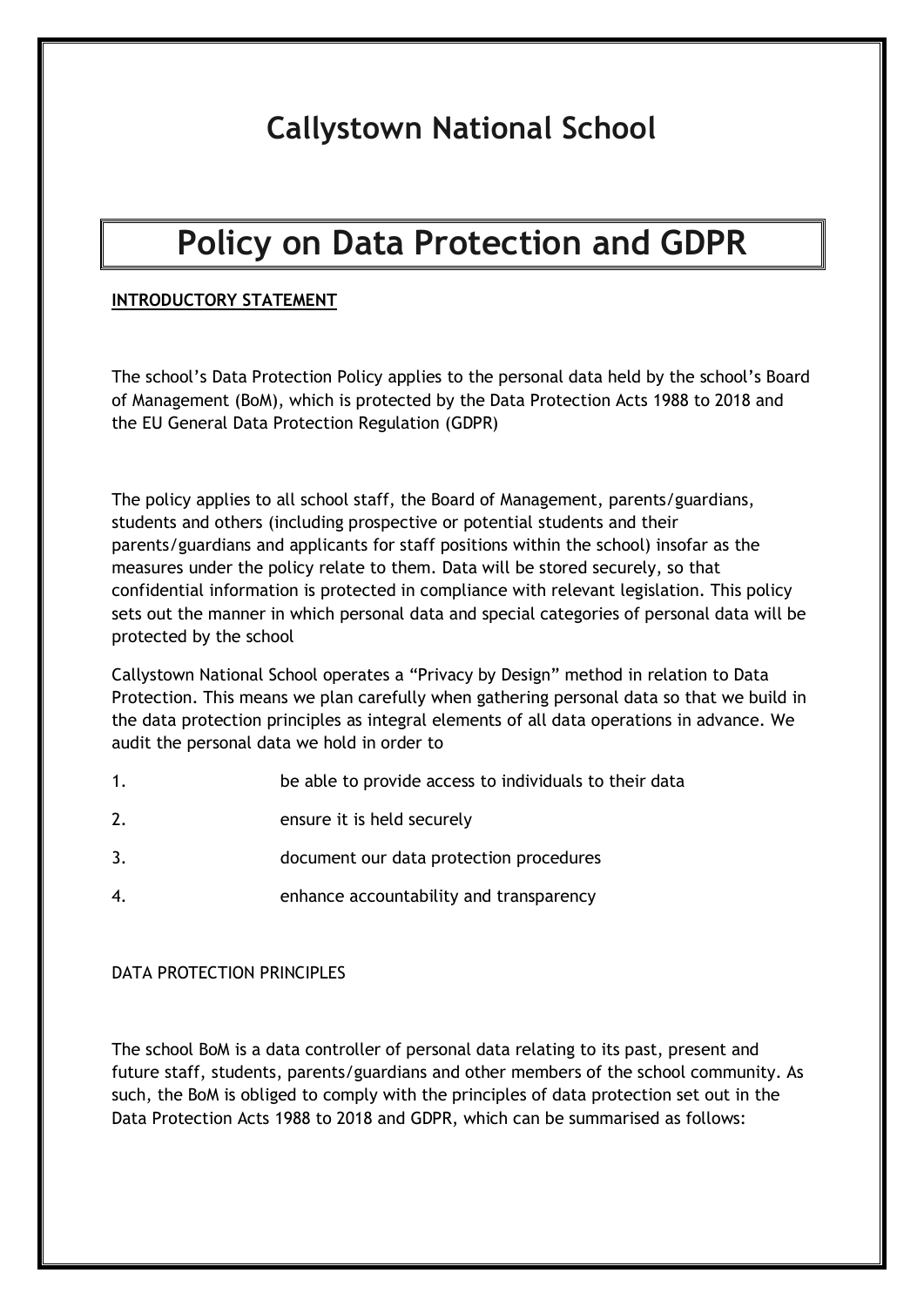# Callystown National School

# Policy on Data Protection and GDPR

**INTRODUCTORY STATEMENT**

The school's Data Protection Policy applies to the personal data held by the school's Board of Management (BoM), which is protected by the Data Protection Acts 1988 to 2018 and the EU General Data Protection Regulation (GDPR)

The policy applies to all school staff, the Board of Management, parents/guardians, students and others (including prospective or potential students and their parents/guardians and applicants for staff positions within the school) insofar as the measures under the policy relate to them. Data will be stored securely, so that confidential information is protected in compliance with relevant legislation. This policy sets out the manner in which personal data and special categories of personal data will be protected by the school

Callystown National School operates a "Privacy by Design" method in relation to Data Protection. This means we plan carefully when gathering personal data so that we build in the data protection principles as integral elements of all data operations in advance. We audit the personal data we hold in order to

1. be able to provide access to individuals to their data
2. ensure it is held securely
3. document our data protection procedures
4. enhance accountability and transparency

DATA PROTECTION PRINCIPLES

The school BoM is a data controller of personal data relating to its past, present and future staff, students, parents/guardians and other members of the school community. As such, the BoM is obliged to comply with the principles of data protection set out in the Data Protection Acts 1988 to 2018 and GDPR, which can be summarised as follows: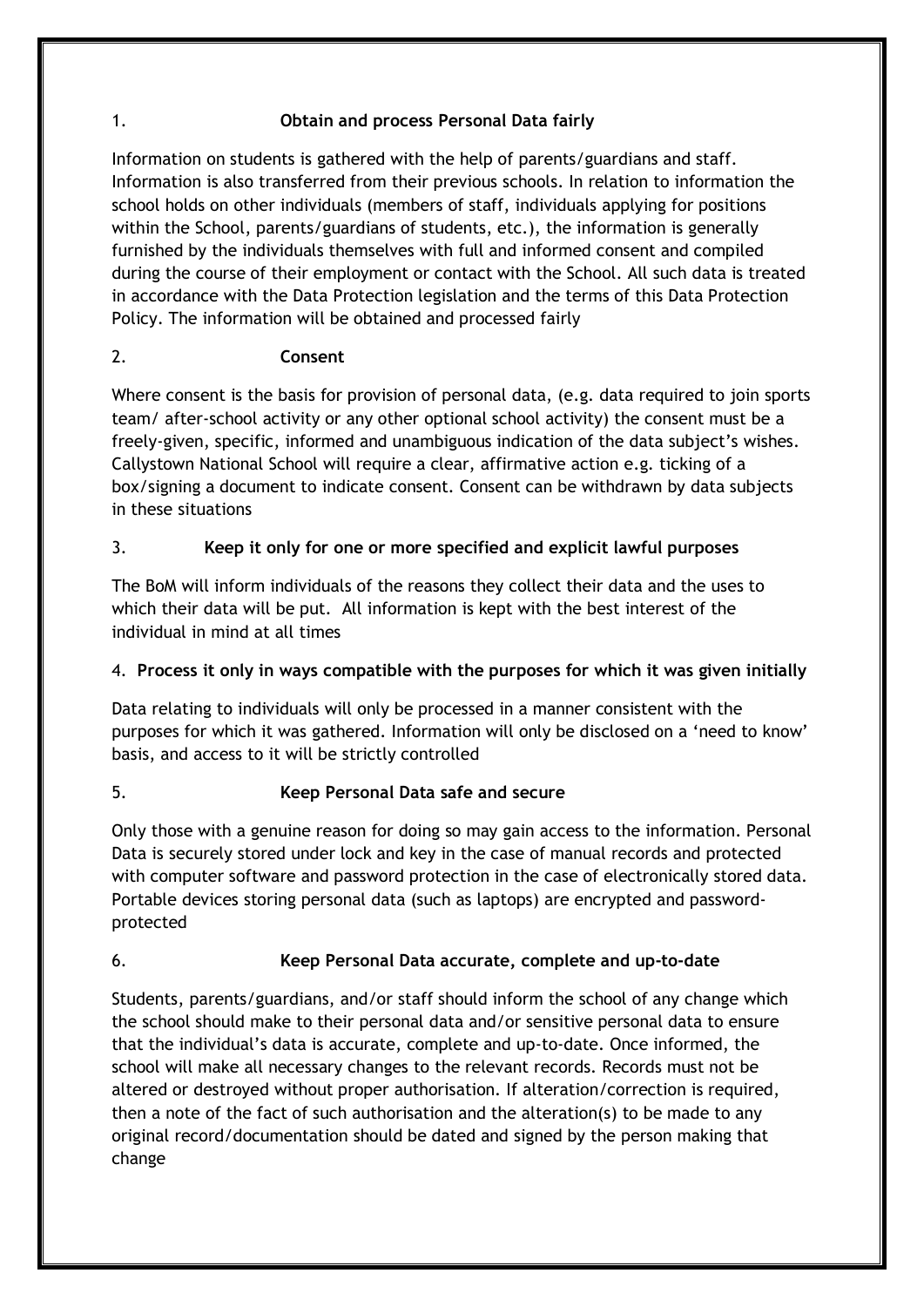## 1. Obtain and process Personal Data fairly

Information on students is gathered with the help of parents/guardians and staff. Information is also transferred from their previous schools. In relation to information the school holds on other individuals (members of staff, individuals applying for positions within the School, parents/guardians of students, etc.), the information is generally furnished by the individuals themselves with full and informed consent and compiled during the course of their employment or contact with the School. All such data is treated in accordance with the Data Protection legislation and the terms of this Data Protection Policy. The information will be obtained and processed fairly

## 2. Consent

Where consent is the basis for provision of personal data, (e.g. data required to join sports team/ after-school activity or any other optional school activity) the consent must be a freely-given, specific, informed and unambiguous indication of the data subject's wishes. Callystown National School will require a clear, affirmative action e.g. ticking of a box/signing a document to indicate consent. Consent can be withdrawn by data subjects in these situations

## 3. Keep it only for one or more specified and explicit lawful purposes

The BoM will inform individuals of the reasons they collect their data and the uses to which their data will be put. All information is kept with the best interest of the individual in mind at all times

## 4. Process it only in ways compatible with the purposes for which it was given initially

Data relating to individuals will only be processed in a manner consistent with the purposes for which it was gathered. Information will only be disclosed on a 'need to know' basis, and access to it will be strictly controlled

## 5. Keep Personal Data safe and secure

Only those with a genuine reason for doing so may gain access to the information. Personal Data is securely stored under lock and key in the case of manual records and protected with computer software and password protection in the case of electronically stored data. Portable devices storing personal data (such as laptops) are encrypted and password-protected

## 6. Keep Personal Data accurate, complete and up-to-date

Students, parents/guardians, and/or staff should inform the school of any change which the school should make to their personal data and/or sensitive personal data to ensure that the individual's data is accurate, complete and up-to-date. Once informed, the school will make all necessary changes to the relevant records. Records must not be altered or destroyed without proper authorisation. If alteration/correction is required, then a note of the fact of such authorisation and the alteration(s) to be made to any original record/documentation should be dated and signed by the person making that change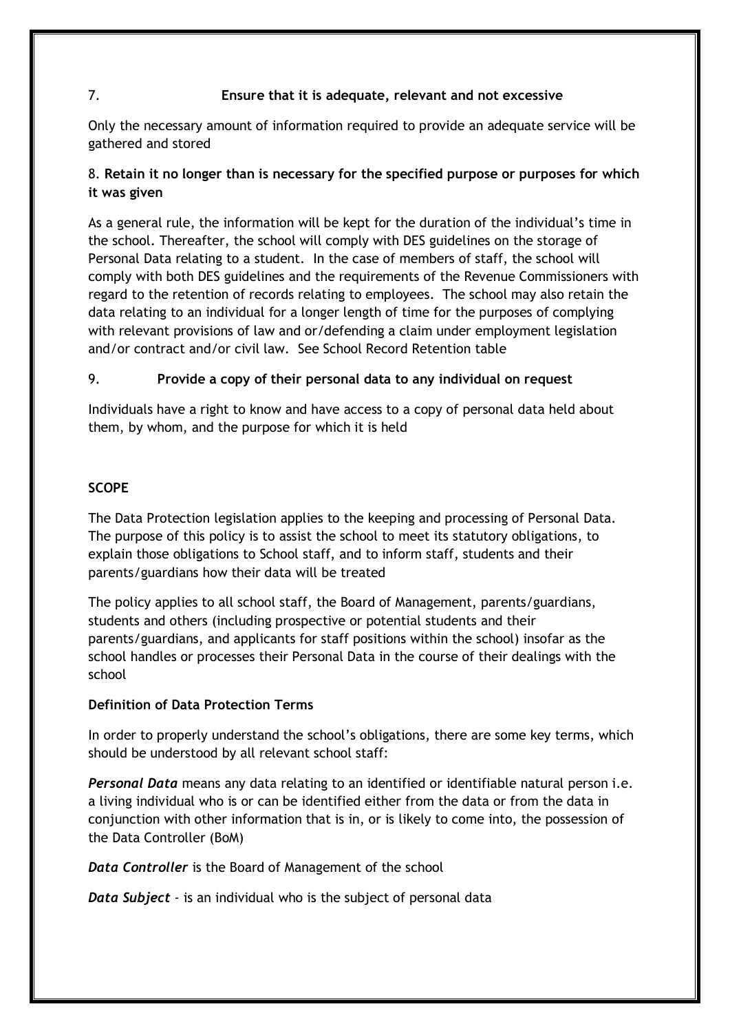7. **Ensure that it is adequate, relevant and not excessive**

Only the necessary amount of information required to provide an adequate service will be gathered and stored

8. **Retain it no longer than is necessary for the specified purpose or purposes for which it was given**

As a general rule, the information will be kept for the duration of the individual's time in the school. Thereafter, the school will comply with DES guidelines on the storage of Personal Data relating to a student. In the case of members of staff, the school will comply with both DES guidelines and the requirements of the Revenue Commissioners with regard to the retention of records relating to employees. The school may also retain the data relating to an individual for a longer length of time for the purposes of complying with relevant provisions of law and or/defending a claim under employment legislation and/or contract and/or civil law. See School Record Retention table

9. **Provide a copy of their personal data to any individual on request**

Individuals have a right to know and have access to a copy of personal data held about them, by whom, and the purpose for which it is held

**SCOPE**

The Data Protection legislation applies to the keeping and processing of Personal Data. The purpose of this policy is to assist the school to meet its statutory obligations, to explain those obligations to School staff, and to inform staff, students and their parents/guardians how their data will be treated

The policy applies to all school staff, the Board of Management, parents/guardians, students and others (including prospective or potential students and their parents/guardians, and applicants for staff positions within the school) insofar as the school handles or processes their Personal Data in the course of their dealings with the school

**Definition of Data Protection Terms**

In order to properly understand the school's obligations, there are some key terms, which should be understood by all relevant school staff:

***Personal Data*** means any data relating to an identified or identifiable natural person i.e. a living individual who is or can be identified either from the data or from the data in conjunction with other information that is in, or is likely to come into, the possession of the Data Controller (BoM)

***Data Controller*** is the Board of Management of the school

***Data Subject*** - is an individual who is the subject of personal data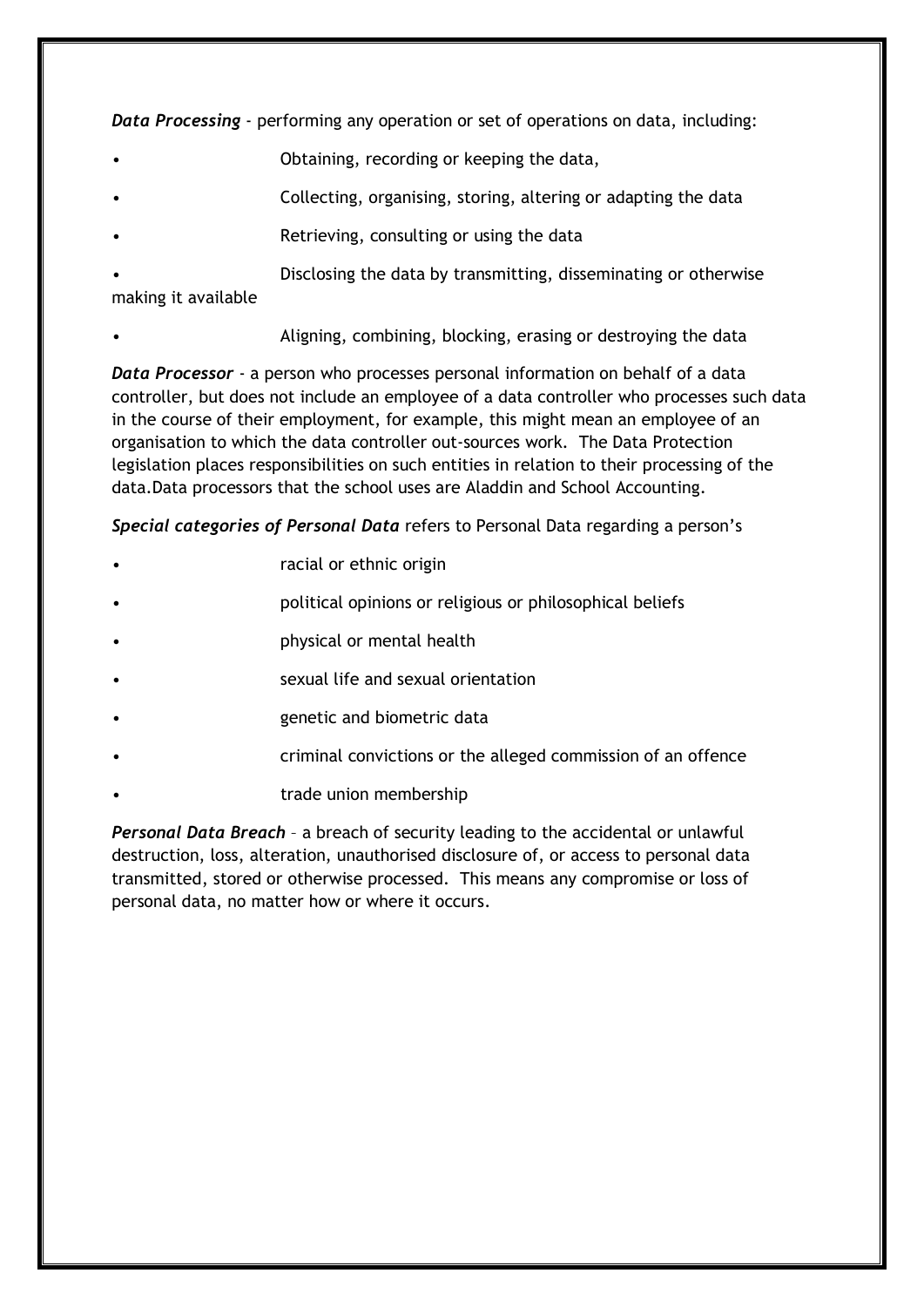***Data Processing*** - performing any operation or set of operations on data, including:

- Obtaining, recording or keeping the data,
- Collecting, organising, storing, altering or adapting the data
- Retrieving, consulting or using the data
- Disclosing the data by transmitting, disseminating or otherwise making it available
- Aligning, combining, blocking, erasing or destroying the data

***Data Processor*** - a person who processes personal information on behalf of a data controller, but does not include an employee of a data controller who processes such data in the course of their employment, for example, this might mean an employee of an organisation to which the data controller out-sources work. The Data Protection legislation places responsibilities on such entities in relation to their processing of the data.Data processors that the school uses are Aladdin and School Accounting.

***Special categories of Personal Data*** refers to Personal Data regarding a person's

- racial or ethnic origin
- political opinions or religious or philosophical beliefs
- physical or mental health
- sexual life and sexual orientation
- genetic and biometric data
- criminal convictions or the alleged commission of an offence
- trade union membership

***Personal Data Breach*** – a breach of security leading to the accidental or unlawful destruction, loss, alteration, unauthorised disclosure of, or access to personal data transmitted, stored or otherwise processed. This means any compromise or loss of personal data, no matter how or where it occurs.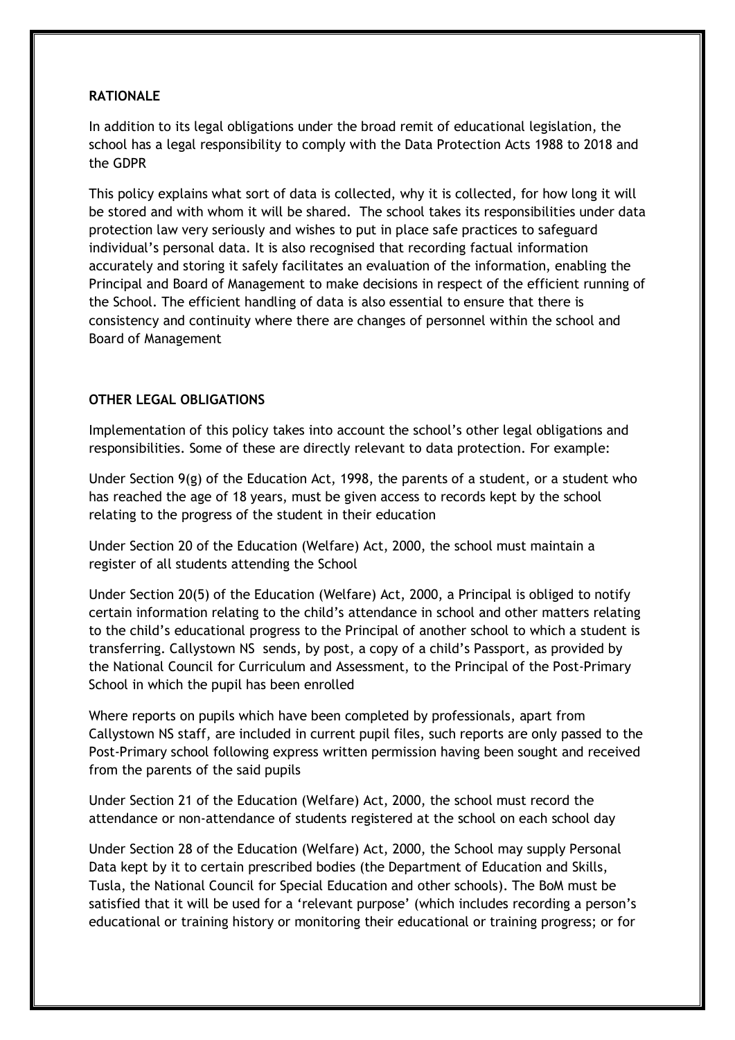**RATIONALE**

In addition to its legal obligations under the broad remit of educational legislation, the school has a legal responsibility to comply with the Data Protection Acts 1988 to 2018 and the GDPR

This policy explains what sort of data is collected, why it is collected, for how long it will be stored and with whom it will be shared. The school takes its responsibilities under data protection law very seriously and wishes to put in place safe practices to safeguard individual's personal data. It is also recognised that recording factual information accurately and storing it safely facilitates an evaluation of the information, enabling the Principal and Board of Management to make decisions in respect of the efficient running of the School. The efficient handling of data is also essential to ensure that there is consistency and continuity where there are changes of personnel within the school and Board of Management

**OTHER LEGAL OBLIGATIONS**

Implementation of this policy takes into account the school's other legal obligations and responsibilities. Some of these are directly relevant to data protection. For example:

Under Section 9(g) of the Education Act, 1998, the parents of a student, or a student who has reached the age of 18 years, must be given access to records kept by the school relating to the progress of the student in their education

Under Section 20 of the Education (Welfare) Act, 2000, the school must maintain a register of all students attending the School

Under Section 20(5) of the Education (Welfare) Act, 2000, a Principal is obliged to notify certain information relating to the child's attendance in school and other matters relating to the child's educational progress to the Principal of another school to which a student is transferring. Callystown NS sends, by post, a copy of a child's Passport, as provided by the National Council for Curriculum and Assessment, to the Principal of the Post-Primary School in which the pupil has been enrolled

Where reports on pupils which have been completed by professionals, apart from Callystown NS staff, are included in current pupil files, such reports are only passed to the Post-Primary school following express written permission having been sought and received from the parents of the said pupils

Under Section 21 of the Education (Welfare) Act, 2000, the school must record the attendance or non-attendance of students registered at the school on each school day

Under Section 28 of the Education (Welfare) Act, 2000, the School may supply Personal Data kept by it to certain prescribed bodies (the Department of Education and Skills, Tusla, the National Council for Special Education and other schools). The BoM must be satisfied that it will be used for a 'relevant purpose' (which includes recording a person's educational or training history or monitoring their educational or training progress; or for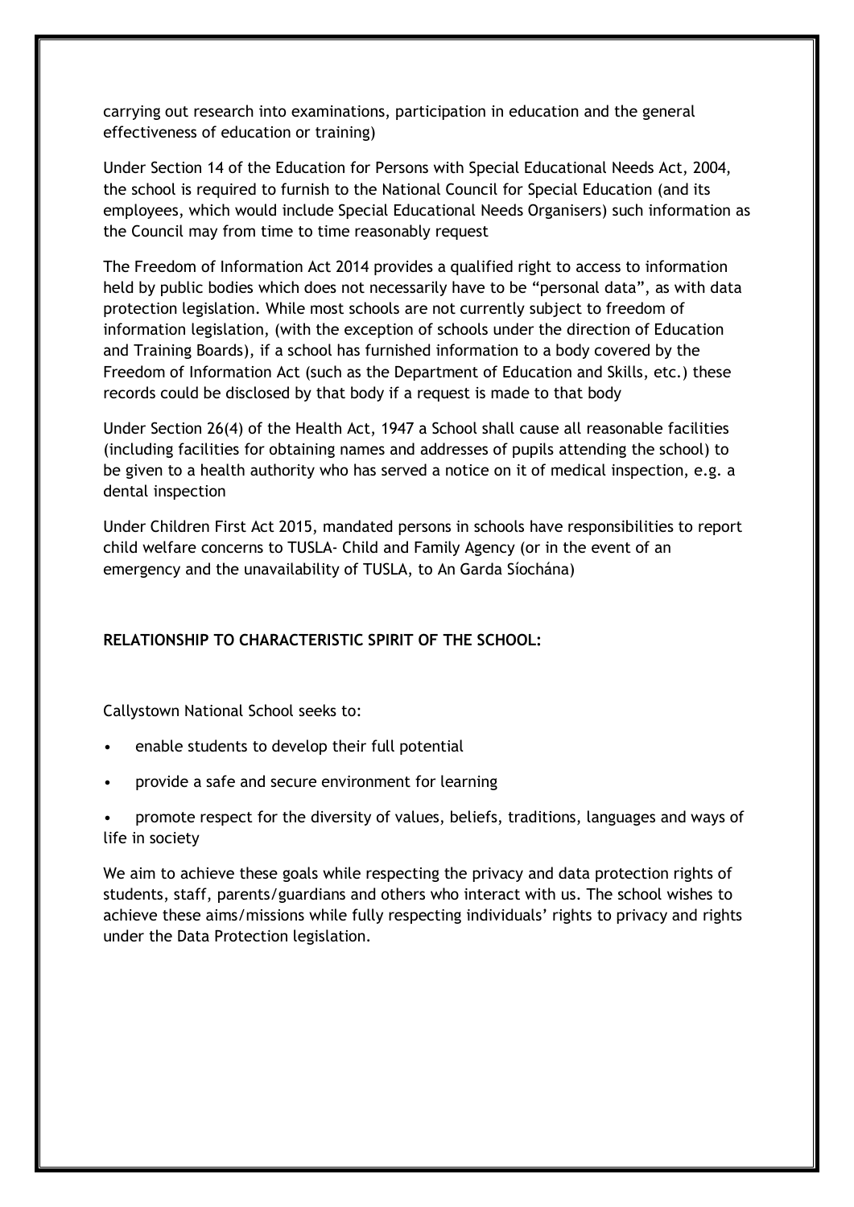carrying out research into examinations, participation in education and the general effectiveness of education or training)

Under Section 14 of the Education for Persons with Special Educational Needs Act, 2004, the school is required to furnish to the National Council for Special Education (and its employees, which would include Special Educational Needs Organisers) such information as the Council may from time to time reasonably request

The Freedom of Information Act 2014 provides a qualified right to access to information held by public bodies which does not necessarily have to be "personal data", as with data protection legislation. While most schools are not currently subject to freedom of information legislation, (with the exception of schools under the direction of Education and Training Boards), if a school has furnished information to a body covered by the Freedom of Information Act (such as the Department of Education and Skills, etc.) these records could be disclosed by that body if a request is made to that body

Under Section 26(4) of the Health Act, 1947 a School shall cause all reasonable facilities (including facilities for obtaining names and addresses of pupils attending the school) to be given to a health authority who has served a notice on it of medical inspection, e.g. a dental inspection

Under Children First Act 2015, mandated persons in schools have responsibilities to report child welfare concerns to TUSLA- Child and Family Agency (or in the event of an emergency and the unavailability of TUSLA, to An Garda Síochána)

**RELATIONSHIP TO CHARACTERISTIC SPIRIT OF THE SCHOOL:**

Callystown National School seeks to:

- enable students to develop their full potential
- provide a safe and secure environment for learning
- promote respect for the diversity of values, beliefs, traditions, languages and ways of life in society

We aim to achieve these goals while respecting the privacy and data protection rights of students, staff, parents/guardians and others who interact with us. The school wishes to achieve these aims/missions while fully respecting individuals' rights to privacy and rights under the Data Protection legislation.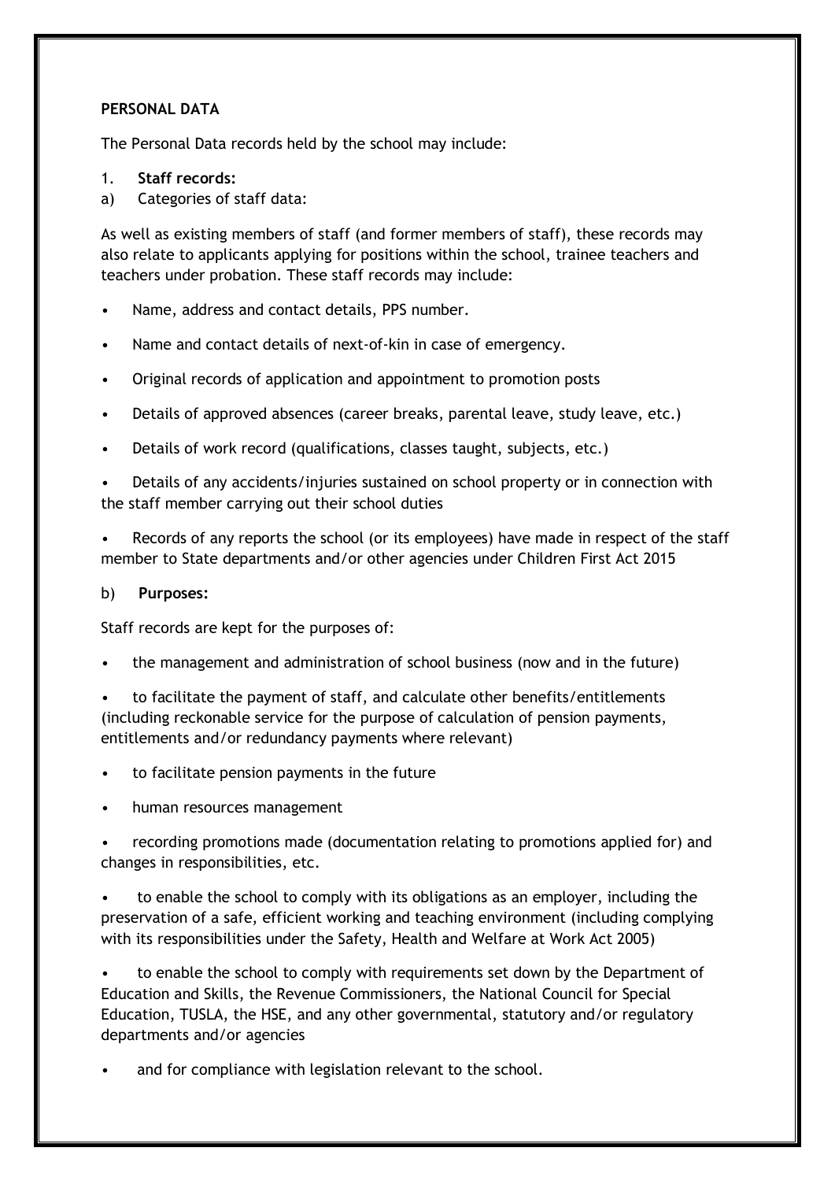**PERSONAL DATA**

The Personal Data records held by the school may include:

1. **Staff records:**

a) Categories of staff data:

As well as existing members of staff (and former members of staff), these records may also relate to applicants applying for positions within the school, trainee teachers and teachers under probation. These staff records may include:

- Name, address and contact details, PPS number.
- Name and contact details of next-of-kin in case of emergency.
- Original records of application and appointment to promotion posts
- Details of approved absences (career breaks, parental leave, study leave, etc.)
- Details of work record (qualifications, classes taught, subjects, etc.)
- Details of any accidents/injuries sustained on school property or in connection with the staff member carrying out their school duties
- Records of any reports the school (or its employees) have made in respect of the staff member to State departments and/or other agencies under Children First Act 2015

b) **Purposes:**

Staff records are kept for the purposes of:

- the management and administration of school business (now and in the future)
- to facilitate the payment of staff, and calculate other benefits/entitlements (including reckonable service for the purpose of calculation of pension payments, entitlements and/or redundancy payments where relevant)
- to facilitate pension payments in the future
- human resources management
- recording promotions made (documentation relating to promotions applied for) and changes in responsibilities, etc.
- to enable the school to comply with its obligations as an employer, including the preservation of a safe, efficient working and teaching environment (including complying with its responsibilities under the Safety, Health and Welfare at Work Act 2005)
- to enable the school to comply with requirements set down by the Department of Education and Skills, the Revenue Commissioners, the National Council for Special Education, TUSLA, the HSE, and any other governmental, statutory and/or regulatory departments and/or agencies
- and for compliance with legislation relevant to the school.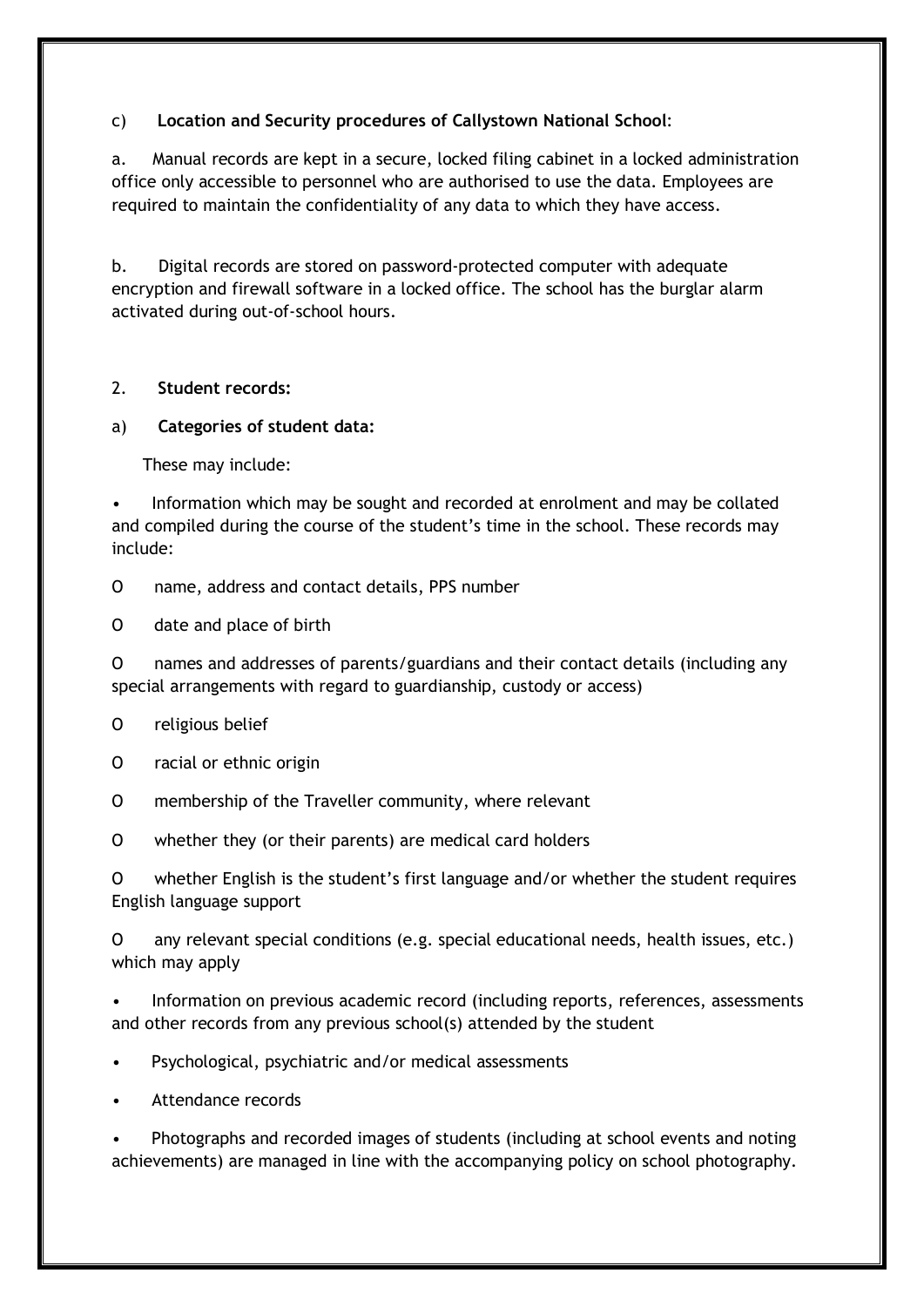c) **Location and Security procedures of Callystown National School**:

a. Manual records are kept in a secure, locked filing cabinet in a locked administration office only accessible to personnel who are authorised to use the data. Employees are required to maintain the confidentiality of any data to which they have access.

b. Digital records are stored on password-protected computer with adequate encryption and firewall software in a locked office. The school has the burglar alarm activated during out-of-school hours.

2. **Student records:**

a) **Categories of student data:**

These may include:

- Information which may be sought and recorded at enrolment and may be collated and compiled during the course of the student's time in the school. These records may include:
  - name, address and contact details, PPS number
  - date and place of birth
  - names and addresses of parents/guardians and their contact details (including any special arrangements with regard to guardianship, custody or access)
  - religious belief
  - racial or ethnic origin
  - membership of the Traveller community, where relevant
  - whether they (or their parents) are medical card holders
  - whether English is the student's first language and/or whether the student requires English language support
  - any relevant special conditions (e.g. special educational needs, health issues, etc.) which may apply
- Information on previous academic record (including reports, references, assessments and other records from any previous school(s) attended by the student
- Psychological, psychiatric and/or medical assessments
- Attendance records
- Photographs and recorded images of students (including at school events and noting achievements) are managed in line with the accompanying policy on school photography.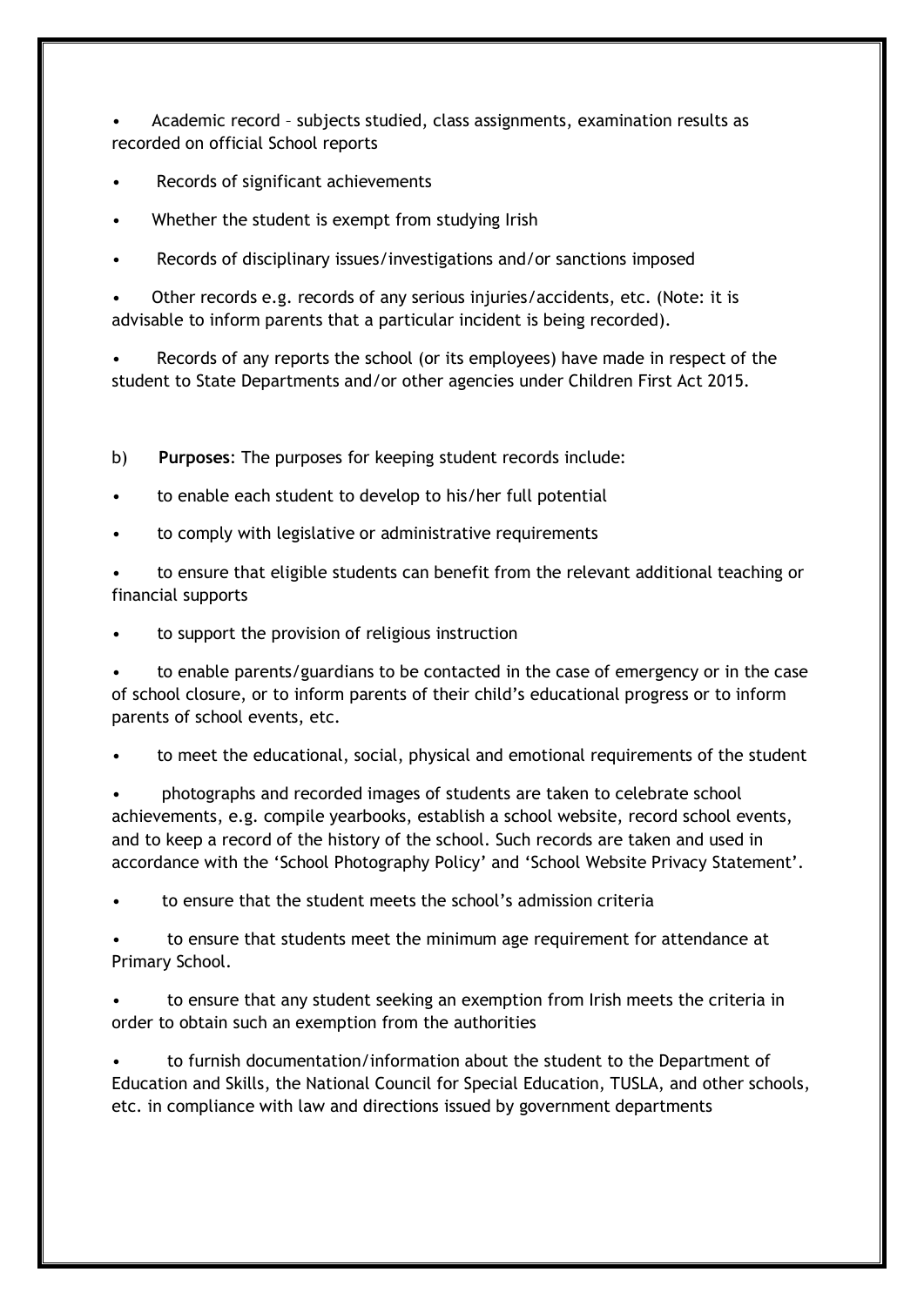- Academic record – subjects studied, class assignments, examination results as recorded on official School reports
- Records of significant achievements
- Whether the student is exempt from studying Irish
- Records of disciplinary issues/investigations and/or sanctions imposed
- Other records e.g. records of any serious injuries/accidents, etc. (Note: it is advisable to inform parents that a particular incident is being recorded).
- Records of any reports the school (or its employees) have made in respect of the student to State Departments and/or other agencies under Children First Act 2015.

b) **Purposes**: The purposes for keeping student records include:

- to enable each student to develop to his/her full potential
- to comply with legislative or administrative requirements
- to ensure that eligible students can benefit from the relevant additional teaching or financial supports
- to support the provision of religious instruction
- to enable parents/guardians to be contacted in the case of emergency or in the case of school closure, or to inform parents of their child's educational progress or to inform parents of school events, etc.
- to meet the educational, social, physical and emotional requirements of the student
- photographs and recorded images of students are taken to celebrate school achievements, e.g. compile yearbooks, establish a school website, record school events, and to keep a record of the history of the school. Such records are taken and used in accordance with the 'School Photography Policy' and 'School Website Privacy Statement'.
- to ensure that the student meets the school's admission criteria
- to ensure that students meet the minimum age requirement for attendance at Primary School.
- to ensure that any student seeking an exemption from Irish meets the criteria in order to obtain such an exemption from the authorities
- to furnish documentation/information about the student to the Department of Education and Skills, the National Council for Special Education, TUSLA, and other schools, etc. in compliance with law and directions issued by government departments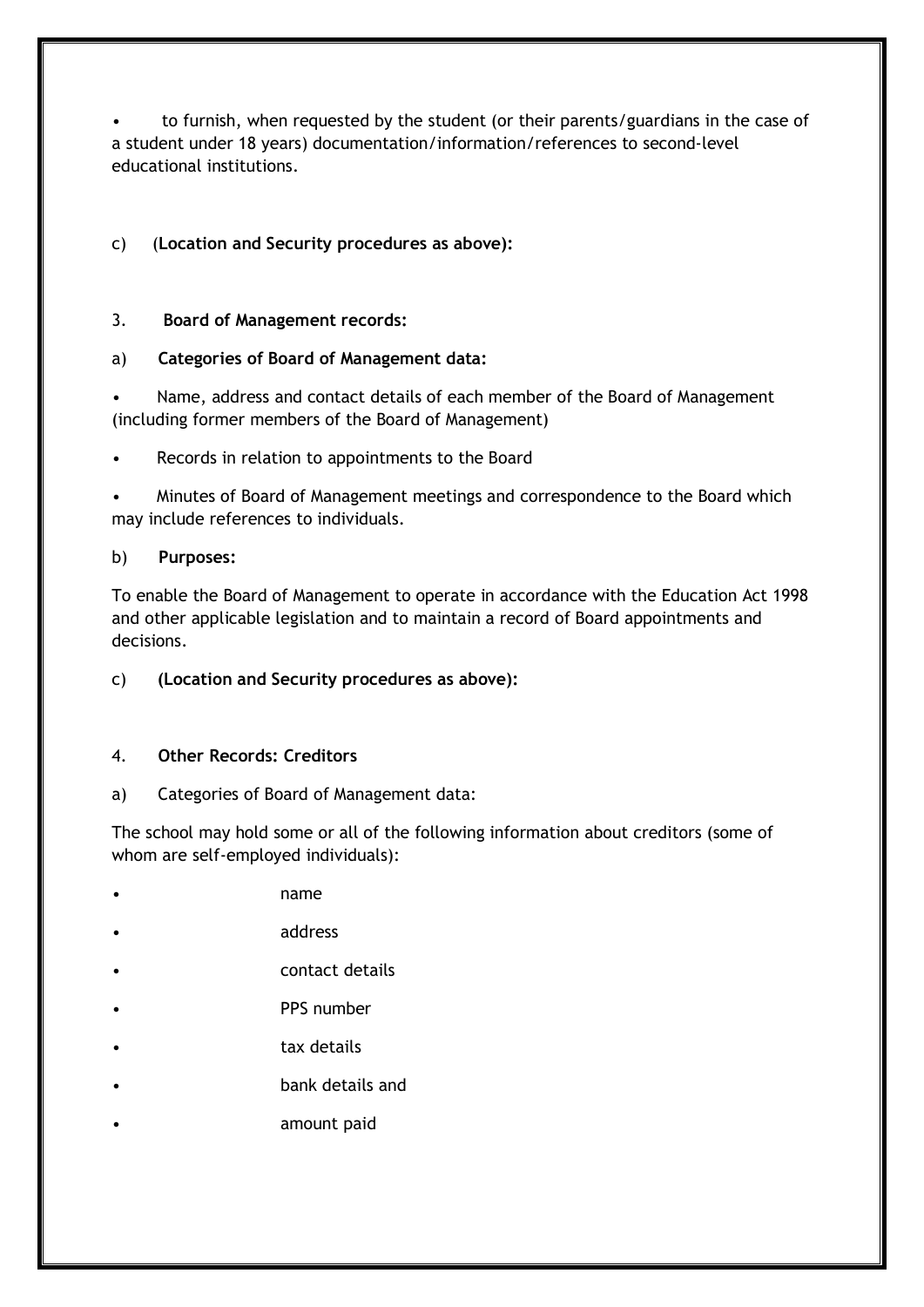- to furnish, when requested by the student (or their parents/guardians in the case of a student under 18 years) documentation/information/references to second-level educational institutions.

c) (**Location and Security procedures as above):**

3. **Board of Management records:**

a) **Categories of Board of Management data:**

- Name, address and contact details of each member of the Board of Management (including former members of the Board of Management)
- Records in relation to appointments to the Board
- Minutes of Board of Management meetings and correspondence to the Board which may include references to individuals.

b) **Purposes:**

To enable the Board of Management to operate in accordance with the Education Act 1998 and other applicable legislation and to maintain a record of Board appointments and decisions.

c) **(Location and Security procedures as above):**

4. **Other Records: Creditors**

a) Categories of Board of Management data:

The school may hold some or all of the following information about creditors (some of whom are self-employed individuals):

- name
- address
- contact details
- PPS number
- tax details
- bank details and
- amount paid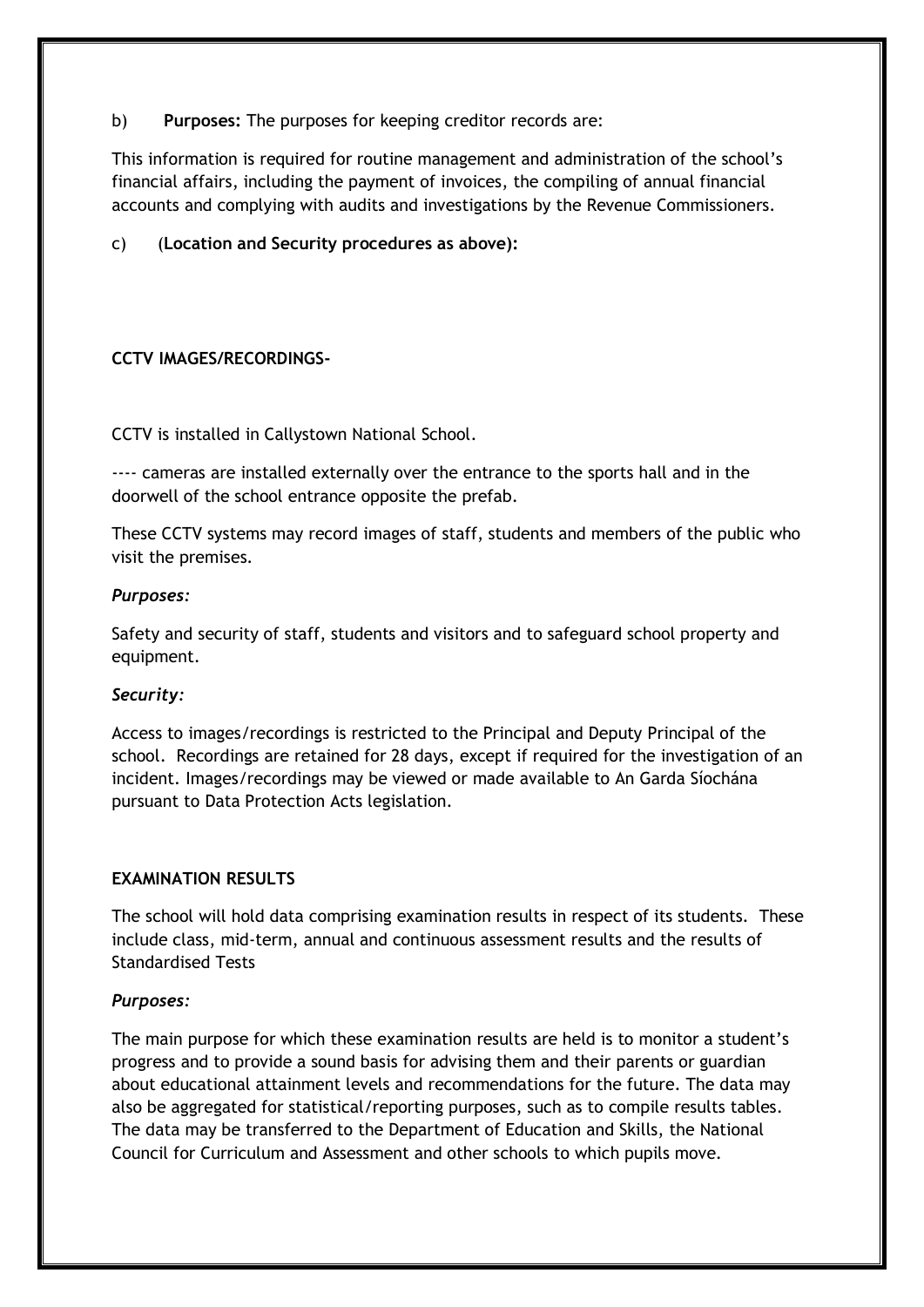b) **Purposes:** The purposes for keeping creditor records are:

This information is required for routine management and administration of the school's financial affairs, including the payment of invoices, the compiling of annual financial accounts and complying with audits and investigations by the Revenue Commissioners.

c) (**Location and Security procedures as above):**

**CCTV IMAGES/RECORDINGS-**

CCTV is installed in Callystown National School.

---- cameras are installed externally over the entrance to the sports hall and in the doorwell of the school entrance opposite the prefab.

These CCTV systems may record images of staff, students and members of the public who visit the premises.

***Purposes:***

Safety and security of staff, students and visitors and to safeguard school property and equipment.

***Security:***

Access to images/recordings is restricted to the Principal and Deputy Principal of the school. Recordings are retained for 28 days, except if required for the investigation of an incident. Images/recordings may be viewed or made available to An Garda Síochána pursuant to Data Protection Acts legislation.

**EXAMINATION RESULTS**

The school will hold data comprising examination results in respect of its students. These include class, mid-term, annual and continuous assessment results and the results of Standardised Tests

***Purposes:***

The main purpose for which these examination results are held is to monitor a student's progress and to provide a sound basis for advising them and their parents or guardian about educational attainment levels and recommendations for the future. The data may also be aggregated for statistical/reporting purposes, such as to compile results tables. The data may be transferred to the Department of Education and Skills, the National Council for Curriculum and Assessment and other schools to which pupils move.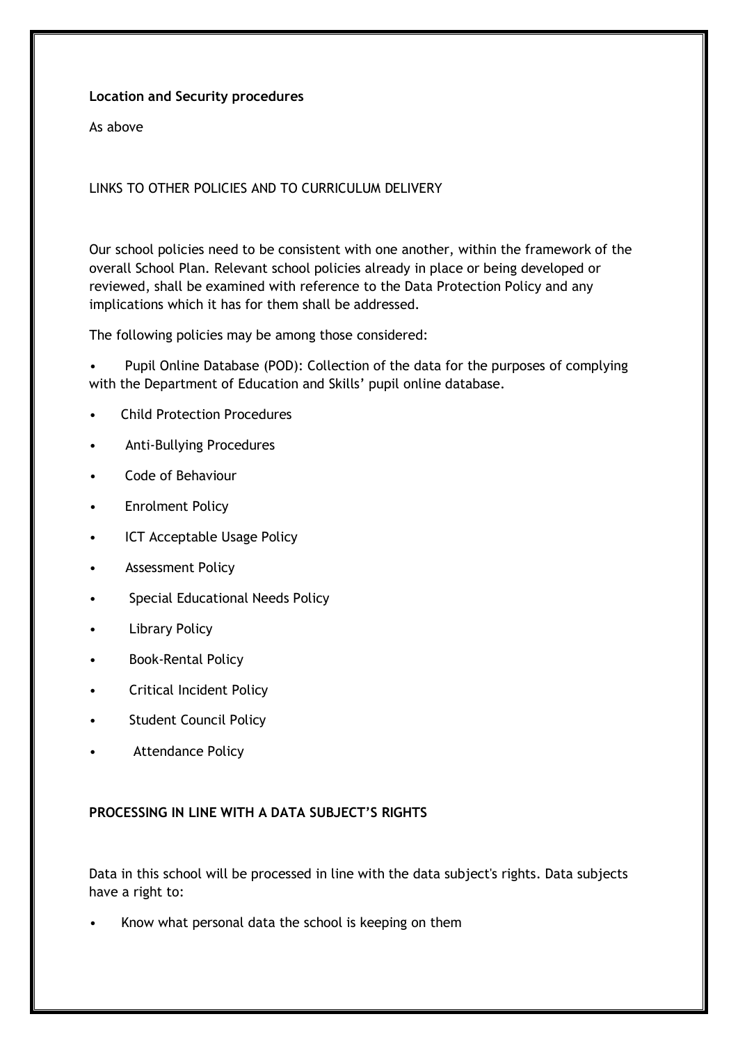**Location and Security procedures**

As above

LINKS TO OTHER POLICIES AND TO CURRICULUM DELIVERY

Our school policies need to be consistent with one another, within the framework of the overall School Plan. Relevant school policies already in place or being developed or reviewed, shall be examined with reference to the Data Protection Policy and any implications which it has for them shall be addressed.

The following policies may be among those considered:

- Pupil Online Database (POD): Collection of the data for the purposes of complying with the Department of Education and Skills' pupil online database.
- Child Protection Procedures
- Anti-Bullying Procedures
- Code of Behaviour
- Enrolment Policy
- ICT Acceptable Usage Policy
- Assessment Policy
- Special Educational Needs Policy
- Library Policy
- Book-Rental Policy
- Critical Incident Policy
- Student Council Policy
- Attendance Policy

**PROCESSING IN LINE WITH A DATA SUBJECT'S RIGHTS**

Data in this school will be processed in line with the data subject's rights. Data subjects have a right to:

- Know what personal data the school is keeping on them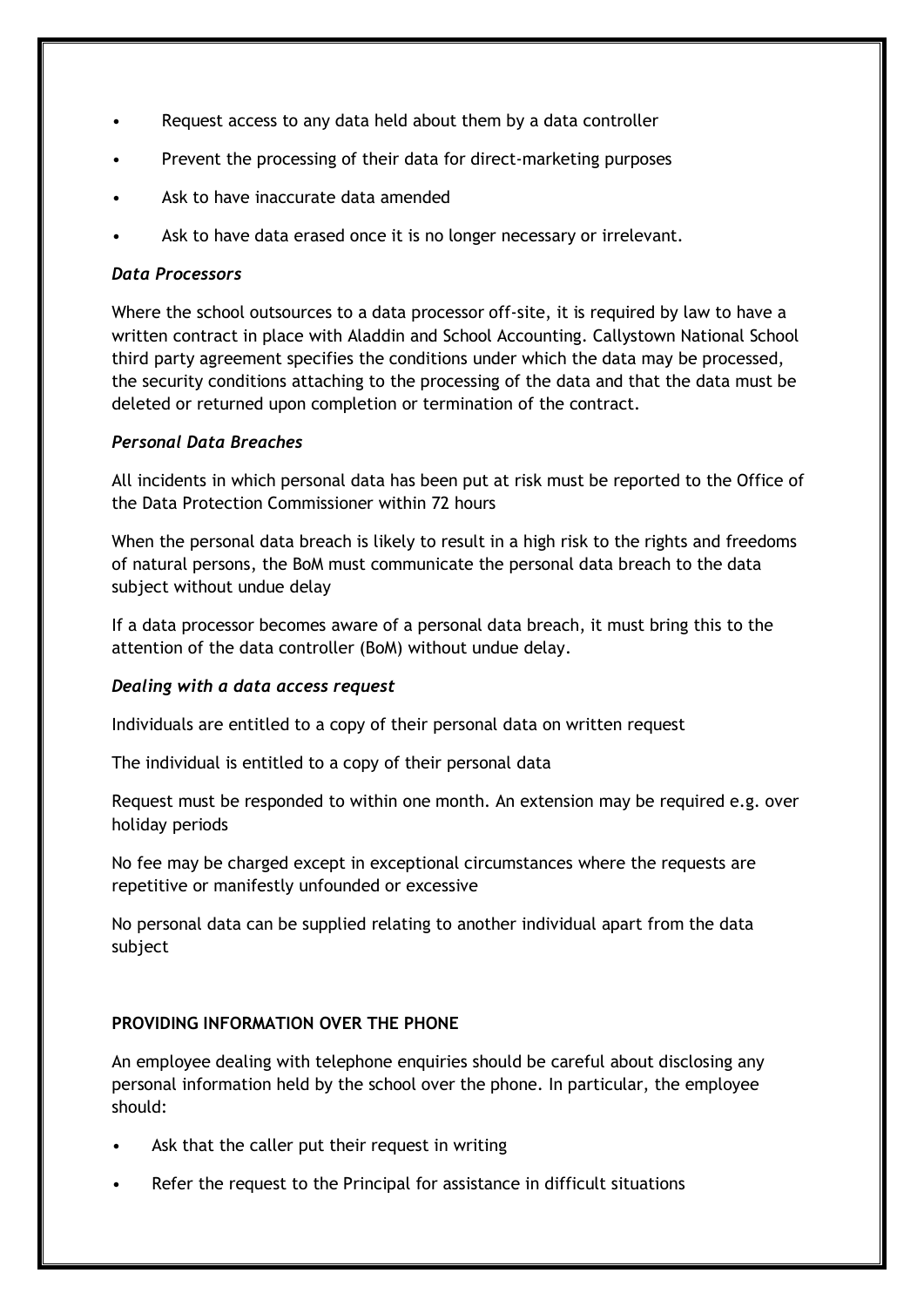- Request access to any data held about them by a data controller
- Prevent the processing of their data for direct-marketing purposes
- Ask to have inaccurate data amended
- Ask to have data erased once it is no longer necessary or irrelevant.

*Data Processors*

Where the school outsources to a data processor off-site, it is required by law to have a written contract in place with Aladdin and School Accounting. Callystown National School third party agreement specifies the conditions under which the data may be processed, the security conditions attaching to the processing of the data and that the data must be deleted or returned upon completion or termination of the contract.

*Personal Data Breaches*

All incidents in which personal data has been put at risk must be reported to the Office of the Data Protection Commissioner within 72 hours

When the personal data breach is likely to result in a high risk to the rights and freedoms of natural persons, the BoM must communicate the personal data breach to the data subject without undue delay

If a data processor becomes aware of a personal data breach, it must bring this to the attention of the data controller (BoM) without undue delay.

*Dealing with a data access request*

Individuals are entitled to a copy of their personal data on written request

The individual is entitled to a copy of their personal data

Request must be responded to within one month. An extension may be required e.g. over holiday periods

No fee may be charged except in exceptional circumstances where the requests are repetitive or manifestly unfounded or excessive

No personal data can be supplied relating to another individual apart from the data subject

**PROVIDING INFORMATION OVER THE PHONE**

An employee dealing with telephone enquiries should be careful about disclosing any personal information held by the school over the phone. In particular, the employee should:

- Ask that the caller put their request in writing
- Refer the request to the Principal for assistance in difficult situations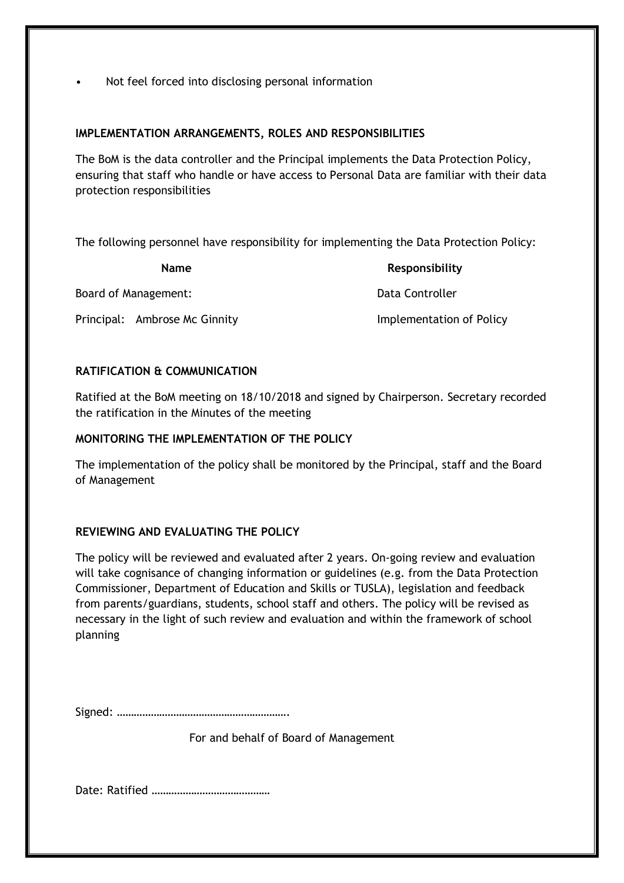- Not feel forced into disclosing personal information

**IMPLEMENTATION ARRANGEMENTS, ROLES AND RESPONSIBILITIES**

The BoM is the data controller and the Principal implements the Data Protection Policy, ensuring that staff who handle or have access to Personal Data are familiar with their data protection responsibilities

The following personnel have responsibility for implementing the Data Protection Policy:

| Name | Responsibility |
|---|---|
| Board of Management: | Data Controller |
| Principal: Ambrose Mc Ginnity | Implementation of Policy |

**RATIFICATION & COMMUNICATION**

Ratified at the BoM meeting on 18/10/2018 and signed by Chairperson. Secretary recorded the ratification in the Minutes of the meeting

**MONITORING THE IMPLEMENTATION OF THE POLICY**

The implementation of the policy shall be monitored by the Principal, staff and the Board of Management

**REVIEWING AND EVALUATING THE POLICY**

The policy will be reviewed and evaluated after 2 years. On-going review and evaluation will take cognisance of changing information or guidelines (e.g. from the Data Protection Commissioner, Department of Education and Skills or TUSLA), legislation and feedback from parents/guardians, students, school staff and others. The policy will be revised as necessary in the light of such review and evaluation and within the framework of school planning

Signed: …………………………………………………….

For and behalf of Board of Management

Date: Ratified …………………………………….